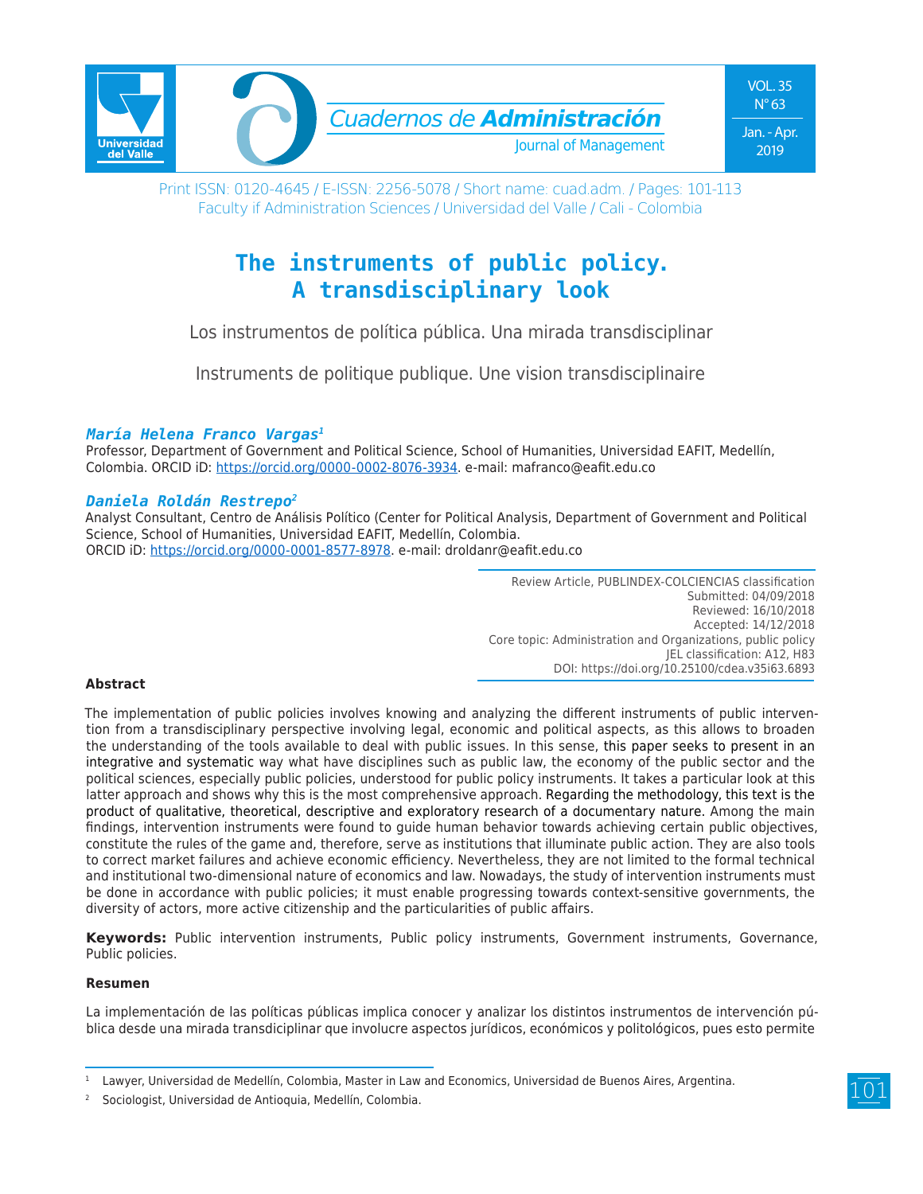# The instruments of public policy. A transdisciplinary look

Los instrumentos de política pública. Una mirada transdisciplinar

Instruments de politique publique. Une vision transdisciplinaire

***María Helena Franco Vargas***[1]

Professor, Department of Government and Political Science, School of Humanities, Universidad EAFIT, Medellín, Colombia. ORCID iD: https://orcid.org/0000-0002-8076-3934. e-mail: mafranco@eafit.edu.co

***Daniela Roldán Restrepo***[2]

Analyst Consultant, Centro de Análisis Político (Center for Political Analysis, Department of Government and Political Science, School of Humanities, Universidad EAFIT, Medellín, Colombia.
ORCID iD: https://orcid.org/0000-0001-8577-8978. e-mail: droldanr@eafit.edu.co

Review Article, PUBLINDEX-COLCIENCIAS classification
Submitted: 04/09/2018
Reviewed: 16/10/2018
Accepted: 14/12/2018
Core topic: Administration and Organizations, public policy
JEL classification: A12, H83
DOI: https://doi.org/10.25100/cdea.v35i63.6893

**Abstract**

The implementation of public policies involves knowing and analyzing the different instruments of public intervention from a transdisciplinary perspective involving legal, economic and political aspects, as this allows to broaden the understanding of the tools available to deal with public issues. In this sense, this paper seeks to present in an integrative and systematic way what have disciplines such as public law, the economy of the public sector and the political sciences, especially public policies, understood for public policy instruments. It takes a particular look at this latter approach and shows why this is the most comprehensive approach. Regarding the methodology, this text is the product of qualitative, theoretical, descriptive and exploratory research of a documentary nature. Among the main findings, intervention instruments were found to guide human behavior towards achieving certain public objectives, constitute the rules of the game and, therefore, serve as institutions that illuminate public action. They are also tools to correct market failures and achieve economic efficiency. Nevertheless, they are not limited to the formal technical and institutional two-dimensional nature of economics and law. Nowadays, the study of intervention instruments must be done in accordance with public policies; it must enable progressing towards context-sensitive governments, the diversity of actors, more active citizenship and the particularities of public affairs.

**Keywords:** Public intervention instruments, Public policy instruments, Government instruments, Governance, Public policies.

**Resumen**

La implementación de las políticas públicas implica conocer y analizar los distintos instrumentos de intervención pública desde una mirada transdiciplinar que involucre aspectos jurídicos, económicos y politológicos, pues esto permite

---

[1] Lawyer, Universidad de Medellín, Colombia, Master in Law and Economics, Universidad de Buenos Aires, Argentina.

[2] Sociologist, Universidad de Antioquia, Medellín, Colombia.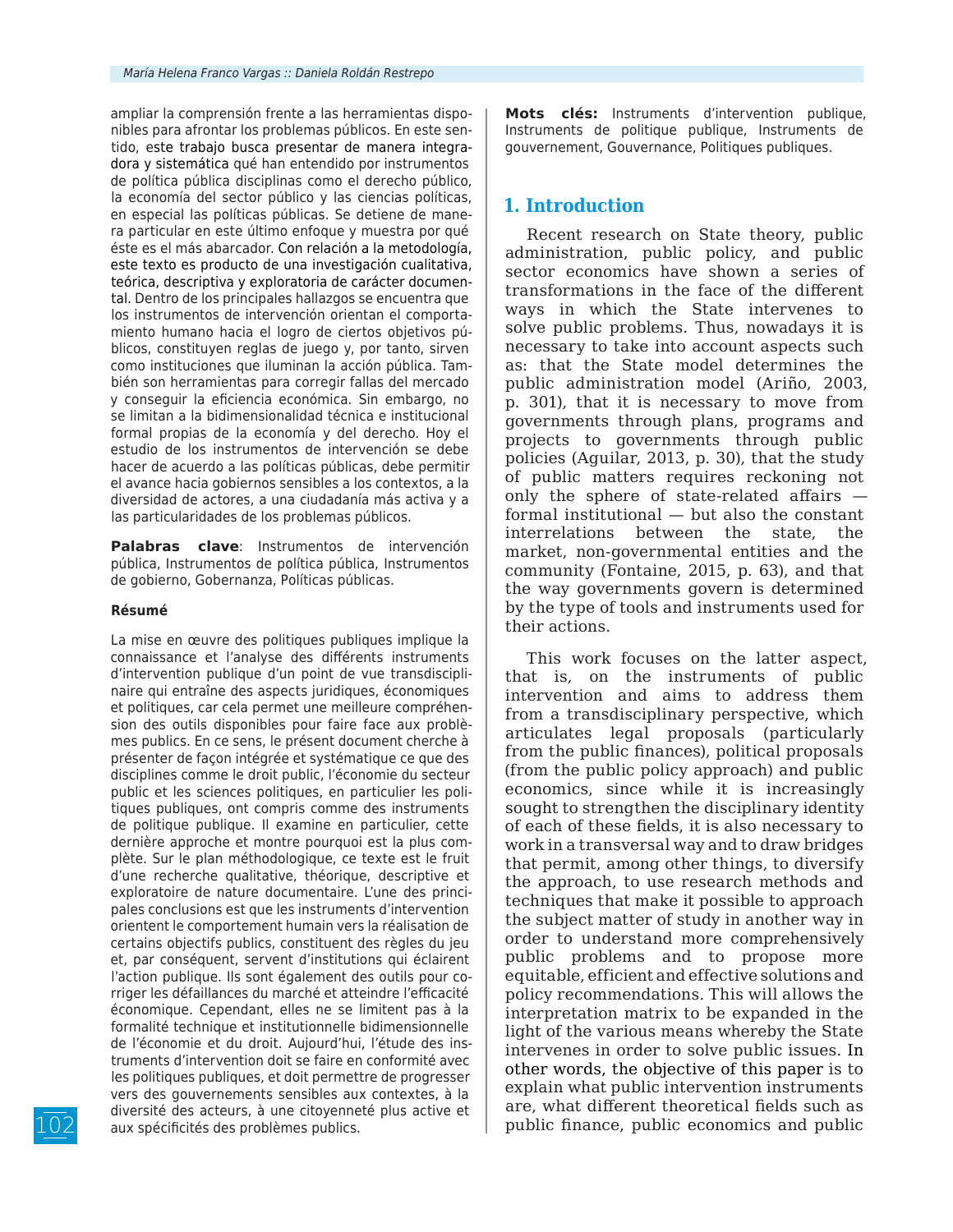ampliar la comprensión frente a las herramientas disponibles para afrontar los problemas públicos. En este sentido, este trabajo busca presentar de manera integradora y sistemática qué han entendido por instrumentos de política pública disciplinas como el derecho público, la economía del sector público y las ciencias políticas, en especial las políticas públicas. Se detiene de manera particular en este último enfoque y muestra por qué éste es el más abarcador. Con relación a la metodología, este texto es producto de una investigación cualitativa, teórica, descriptiva y exploratoria de carácter documental. Dentro de los principales hallazgos se encuentra que los instrumentos de intervención orientan el comportamiento humano hacia el logro de ciertos objetivos públicos, constituyen reglas de juego y, por tanto, sirven como instituciones que iluminan la acción pública. También son herramientas para corregir fallas del mercado y conseguir la eficiencia económica. Sin embargo, no se limitan a la bidimensionalidad técnica e institucional formal propias de la economía y del derecho. Hoy el estudio de los instrumentos de intervención se debe hacer de acuerdo a las políticas públicas, debe permitir el avance hacia gobiernos sensibles a los contextos, a la diversidad de actores, a una ciudadanía más activa y a las particularidades de los problemas públicos.

**Palabras clave**: Instrumentos de intervención pública, Instrumentos de política pública, Instrumentos de gobierno, Gobernanza, Políticas públicas.

**Résumé**

La mise en œuvre des politiques publiques implique la connaissance et l'analyse des différents instruments d'intervention publique d'un point de vue transdisciplinaire qui entraîne des aspects juridiques, économiques et politiques, car cela permet une meilleure compréhension des outils disponibles pour faire face aux problèmes publics. En ce sens, le présent document cherche à présenter de façon intégrée et systématique ce que des disciplines comme le droit public, l'économie du secteur public et les sciences politiques, en particulier les politiques publiques, ont compris comme des instruments de politique publique. Il examine en particulier, cette dernière approche et montre pourquoi est la plus complète. Sur le plan méthodologique, ce texte est le fruit d'une recherche qualitative, théorique, descriptive et exploratoire de nature documentaire. L'une des principales conclusions est que les instruments d'intervention orientent le comportement humain vers la réalisation de certains objectifs publics, constituent des règles du jeu et, par conséquent, servent d'institutions qui éclairent l'action publique. Ils sont également des outils pour corriger les défaillances du marché et atteindre l'efficacité économique. Cependant, elles ne se limitent pas à la formalité technique et institutionnelle bidimensionnelle de l'économie et du droit. Aujourd'hui, l'étude des instruments d'intervention doit se faire en conformité avec les politiques publiques, et doit permettre de progresser vers des gouvernements sensibles aux contextes, à la diversité des acteurs, à une citoyenneté plus active et aux spécificités des problèmes publics.

**Mots clés:** Instruments d'intervention publique, Instruments de politique publique, Instruments de gouvernement, Gouvernance, Politiques publiques.

## 1. Introduction

Recent research on State theory, public administration, public policy, and public sector economics have shown a series of transformations in the face of the different ways in which the State intervenes to solve public problems. Thus, nowadays it is necessary to take into account aspects such as: that the State model determines the public administration model (Ariño, 2003, p. 301), that it is necessary to move from governments through plans, programs and projects to governments through public policies (Aguilar, 2013, p. 30), that the study of public matters requires reckoning not only the sphere of state-related affairs — formal institutional — but also the constant interrelations between the state, the market, non-governmental entities and the community (Fontaine, 2015, p. 63), and that the way governments govern is determined by the type of tools and instruments used for their actions.

This work focuses on the latter aspect, that is, on the instruments of public intervention and aims to address them from a transdisciplinary perspective, which articulates legal proposals (particularly from the public finances), political proposals (from the public policy approach) and public economics, since while it is increasingly sought to strengthen the disciplinary identity of each of these fields, it is also necessary to work in a transversal way and to draw bridges that permit, among other things, to diversify the approach, to use research methods and techniques that make it possible to approach the subject matter of study in another way in order to understand more comprehensively public problems and to propose more equitable, efficient and effective solutions and policy recommendations. This will allows the interpretation matrix to be expanded in the light of the various means whereby the State intervenes in order to solve public issues. In other words, the objective of this paper is to explain what public intervention instruments are, what different theoretical fields such as public finance, public economics and public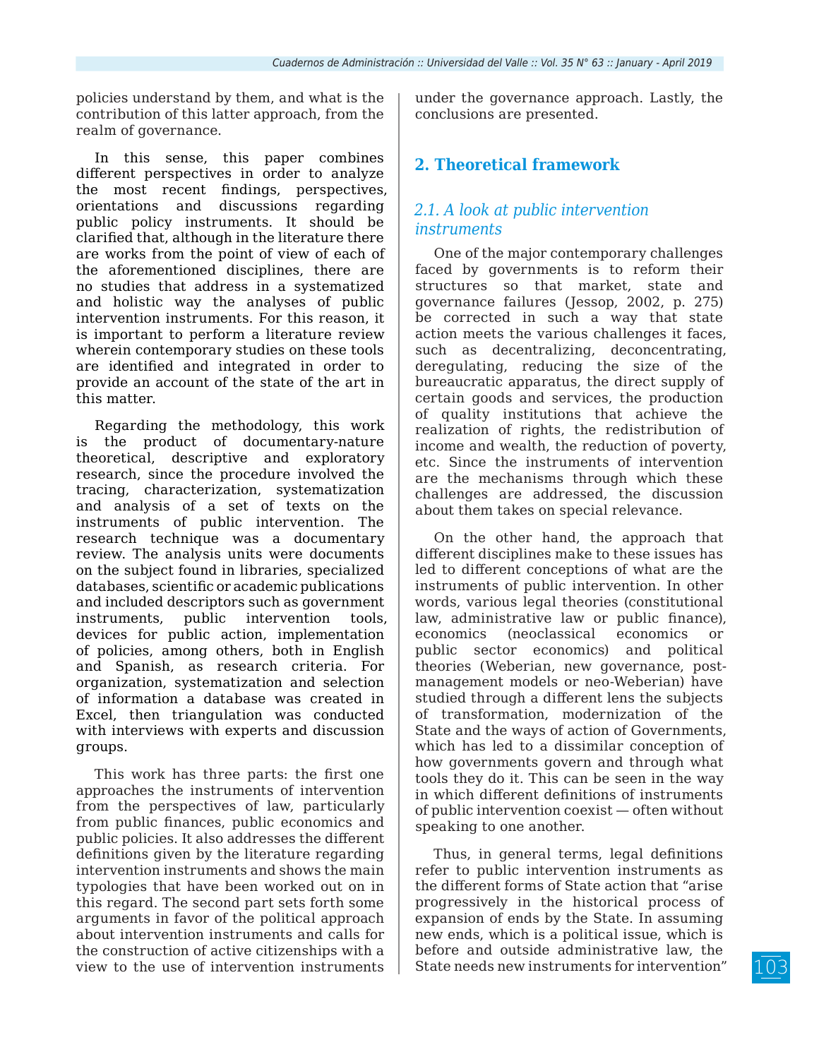policies understand by them, and what is the contribution of this latter approach, from the realm of governance.

In this sense, this paper combines different perspectives in order to analyze the most recent findings, perspectives, orientations and discussions regarding public policy instruments. It should be clarified that, although in the literature there are works from the point of view of each of the aforementioned disciplines, there are no studies that address in a systematized and holistic way the analyses of public intervention instruments. For this reason, it is important to perform a literature review wherein contemporary studies on these tools are identified and integrated in order to provide an account of the state of the art in this matter.

Regarding the methodology, this work is the product of documentary-nature theoretical, descriptive and exploratory research, since the procedure involved the tracing, characterization, systematization and analysis of a set of texts on the instruments of public intervention. The research technique was a documentary review. The analysis units were documents on the subject found in libraries, specialized databases, scientific or academic publications and included descriptors such as government instruments, public intervention tools, devices for public action, implementation of policies, among others, both in English and Spanish, as research criteria. For organization, systematization and selection of information a database was created in Excel, then triangulation was conducted with interviews with experts and discussion groups.

This work has three parts: the first one approaches the instruments of intervention from the perspectives of law, particularly from public finances, public economics and public policies. It also addresses the different definitions given by the literature regarding intervention instruments and shows the main typologies that have been worked out on in this regard. The second part sets forth some arguments in favor of the political approach about intervention instruments and calls for the construction of active citizenships with a view to the use of intervention instruments under the governance approach. Lastly, the conclusions are presented.

## 2. Theoretical framework

### *2.1. A look at public intervention instruments*

One of the major contemporary challenges faced by governments is to reform their structures so that market, state and governance failures (Jessop, 2002, p. 275) be corrected in such a way that state action meets the various challenges it faces, such as decentralizing, deconcentrating, deregulating, reducing the size of the bureaucratic apparatus, the direct supply of certain goods and services, the production of quality institutions that achieve the realization of rights, the redistribution of income and wealth, the reduction of poverty, etc. Since the instruments of intervention are the mechanisms through which these challenges are addressed, the discussion about them takes on special relevance.

On the other hand, the approach that different disciplines make to these issues has led to different conceptions of what are the instruments of public intervention. In other words, various legal theories (constitutional law, administrative law or public finance), economics (neoclassical economics or public sector economics) and political theories (Weberian, new governance, post-management models or neo-Weberian) have studied through a different lens the subjects of transformation, modernization of the State and the ways of action of Governments, which has led to a dissimilar conception of how governments govern and through what tools they do it. This can be seen in the way in which different definitions of instruments of public intervention coexist — often without speaking to one another.

Thus, in general terms, legal definitions refer to public intervention instruments as the different forms of State action that "arise progressively in the historical process of expansion of ends by the State. In assuming new ends, which is a political issue, which is before and outside administrative law, the State needs new instruments for intervention"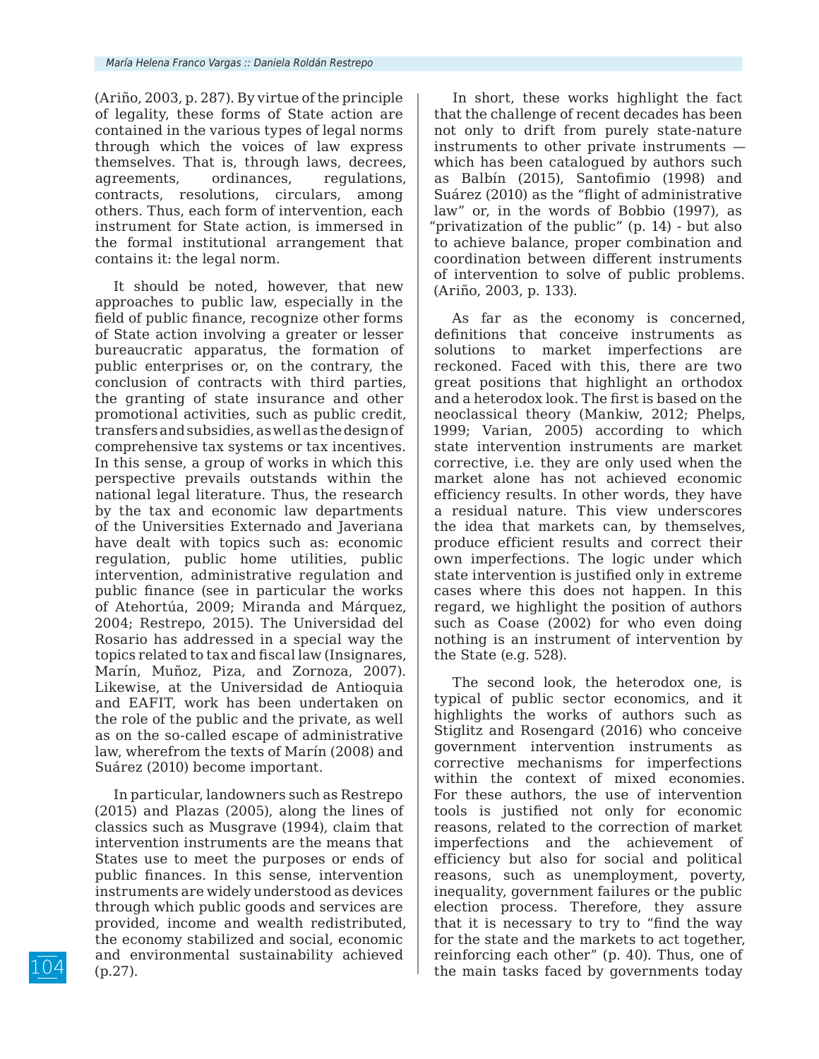(Ariño, 2003, p. 287). By virtue of the principle of legality, these forms of State action are contained in the various types of legal norms through which the voices of law express themselves. That is, through laws, decrees, agreements, ordinances, regulations, contracts, resolutions, circulars, among others. Thus, each form of intervention, each instrument for State action, is immersed in the formal institutional arrangement that contains it: the legal norm.

It should be noted, however, that new approaches to public law, especially in the field of public finance, recognize other forms of State action involving a greater or lesser bureaucratic apparatus, the formation of public enterprises or, on the contrary, the conclusion of contracts with third parties, the granting of state insurance and other promotional activities, such as public credit, transfers and subsidies, as well as the design of comprehensive tax systems or tax incentives. In this sense, a group of works in which this perspective prevails outstands within the national legal literature. Thus, the research by the tax and economic law departments of the Universities Externado and Javeriana have dealt with topics such as: economic regulation, public home utilities, public intervention, administrative regulation and public finance (see in particular the works of Atehortúa, 2009; Miranda and Márquez, 2004; Restrepo, 2015). The Universidad del Rosario has addressed in a special way the topics related to tax and fiscal law (Insignares, Marín, Muñoz, Piza, and Zornoza, 2007). Likewise, at the Universidad de Antioquia and EAFIT, work has been undertaken on the role of the public and the private, as well as on the so-called escape of administrative law, wherefrom the texts of Marín (2008) and Suárez (2010) become important.

In particular, landowners such as Restrepo (2015) and Plazas (2005), along the lines of classics such as Musgrave (1994), claim that intervention instruments are the means that States use to meet the purposes or ends of public finances. In this sense, intervention instruments are widely understood as devices through which public goods and services are provided, income and wealth redistributed, the economy stabilized and social, economic and environmental sustainability achieved (p.27).

In short, these works highlight the fact that the challenge of recent decades has been not only to drift from purely state-nature instruments to other private instruments — which has been catalogued by authors such as Balbín (2015), Santofimio (1998) and Suárez (2010) as the "flight of administrative law" or, in the words of Bobbio (1997), as "privatization of the public" (p. 14) - but also to achieve balance, proper combination and coordination between different instruments of intervention to solve of public problems. (Ariño, 2003, p. 133).

As far as the economy is concerned, definitions that conceive instruments as solutions to market imperfections are reckoned. Faced with this, there are two great positions that highlight an orthodox and a heterodox look. The first is based on the neoclassical theory (Mankiw, 2012; Phelps, 1999; Varian, 2005) according to which state intervention instruments are market corrective, i.e. they are only used when the market alone has not achieved economic efficiency results. In other words, they have a residual nature. This view underscores the idea that markets can, by themselves, produce efficient results and correct their own imperfections. The logic under which state intervention is justified only in extreme cases where this does not happen. In this regard, we highlight the position of authors such as Coase (2002) for who even doing nothing is an instrument of intervention by the State (e.g. 528).

The second look, the heterodox one, is typical of public sector economics, and it highlights the works of authors such as Stiglitz and Rosengard (2016) who conceive government intervention instruments as corrective mechanisms for imperfections within the context of mixed economies. For these authors, the use of intervention tools is justified not only for economic reasons, related to the correction of market imperfections and the achievement of efficiency but also for social and political reasons, such as unemployment, poverty, inequality, government failures or the public election process. Therefore, they assure that it is necessary to try to "find the way for the state and the markets to act together, reinforcing each other" (p. 40). Thus, one of the main tasks faced by governments today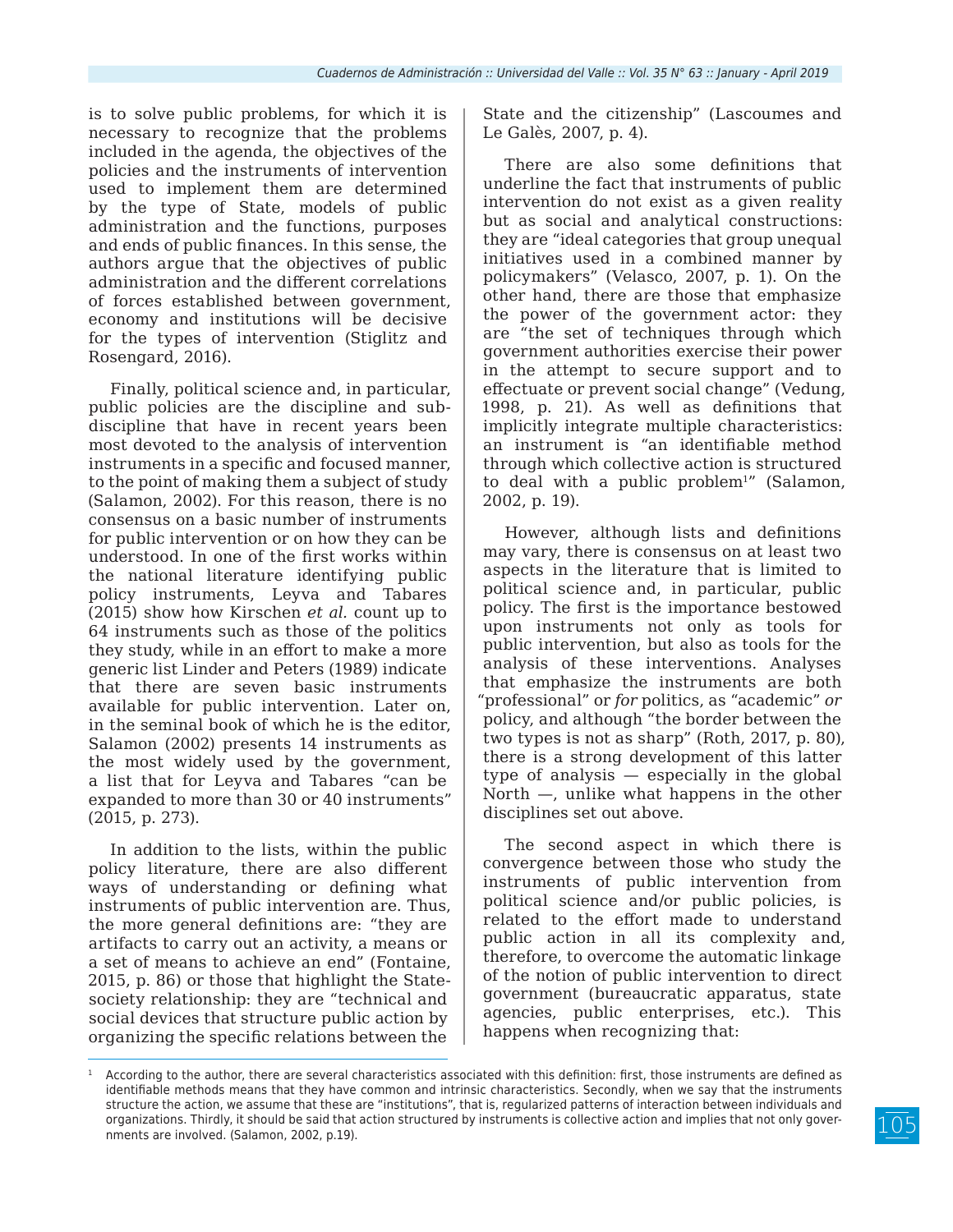is to solve public problems, for which it is necessary to recognize that the problems included in the agenda, the objectives of the policies and the instruments of intervention used to implement them are determined by the type of State, models of public administration and the functions, purposes and ends of public finances. In this sense, the authors argue that the objectives of public administration and the different correlations of forces established between government, economy and institutions will be decisive for the types of intervention (Stiglitz and Rosengard, 2016).

Finally, political science and, in particular, public policies are the discipline and sub-discipline that have in recent years been most devoted to the analysis of intervention instruments in a specific and focused manner, to the point of making them a subject of study (Salamon, 2002). For this reason, there is no consensus on a basic number of instruments for public intervention or on how they can be understood. In one of the first works within the national literature identifying public policy instruments, Leyva and Tabares (2015) show how Kirschen *et al.* count up to 64 instruments such as those of the politics they study, while in an effort to make a more generic list Linder and Peters (1989) indicate that there are seven basic instruments available for public intervention. Later on, in the seminal book of which he is the editor, Salamon (2002) presents 14 instruments as the most widely used by the government, a list that for Leyva and Tabares "can be expanded to more than 30 or 40 instruments" (2015, p. 273).

In addition to the lists, within the public policy literature, there are also different ways of understanding or defining what instruments of public intervention are. Thus, the more general definitions are: "they are artifacts to carry out an activity, a means or a set of means to achieve an end" (Fontaine, 2015, p. 86) or those that highlight the State-society relationship: they are "technical and social devices that structure public action by organizing the specific relations between the State and the citizenship" (Lascoumes and Le Galès, 2007, p. 4).

There are also some definitions that underline the fact that instruments of public intervention do not exist as a given reality but as social and analytical constructions: they are "ideal categories that group unequal initiatives used in a combined manner by policymakers" (Velasco, 2007, p. 1). On the other hand, there are those that emphasize the power of the government actor: they are "the set of techniques through which government authorities exercise their power in the attempt to secure support and to effectuate or prevent social change" (Vedung, 1998, p. 21). As well as definitions that implicitly integrate multiple characteristics: an instrument is "an identifiable method through which collective action is structured to deal with a public problem[1]" (Salamon, 2002, p. 19).

However, although lists and definitions may vary, there is consensus on at least two aspects in the literature that is limited to political science and, in particular, public policy. The first is the importance bestowed upon instruments not only as tools for public intervention, but also as tools for the analysis of these interventions. Analyses that emphasize the instruments are both "professional" or *for* politics, as "academic" *or* policy, and although "the border between the two types is not as sharp" (Roth, 2017, p. 80), there is a strong development of this latter type of analysis — especially in the global North —, unlike what happens in the other disciplines set out above.

The second aspect in which there is convergence between those who study the instruments of public intervention from political science and/or public policies, is related to the effort made to understand public action in all its complexity and, therefore, to overcome the automatic linkage of the notion of public intervention to direct government (bureaucratic apparatus, state agencies, public enterprises, etc.). This happens when recognizing that:

---

[1] According to the author, there are several characteristics associated with this definition: first, those instruments are defined as identifiable methods means that they have common and intrinsic characteristics. Secondly, when we say that the instruments structure the action, we assume that these are "institutions", that is, regularized patterns of interaction between individuals and organizations. Thirdly, it should be said that action structured by instruments is collective action and implies that not only governments are involved. (Salamon, 2002, p.19).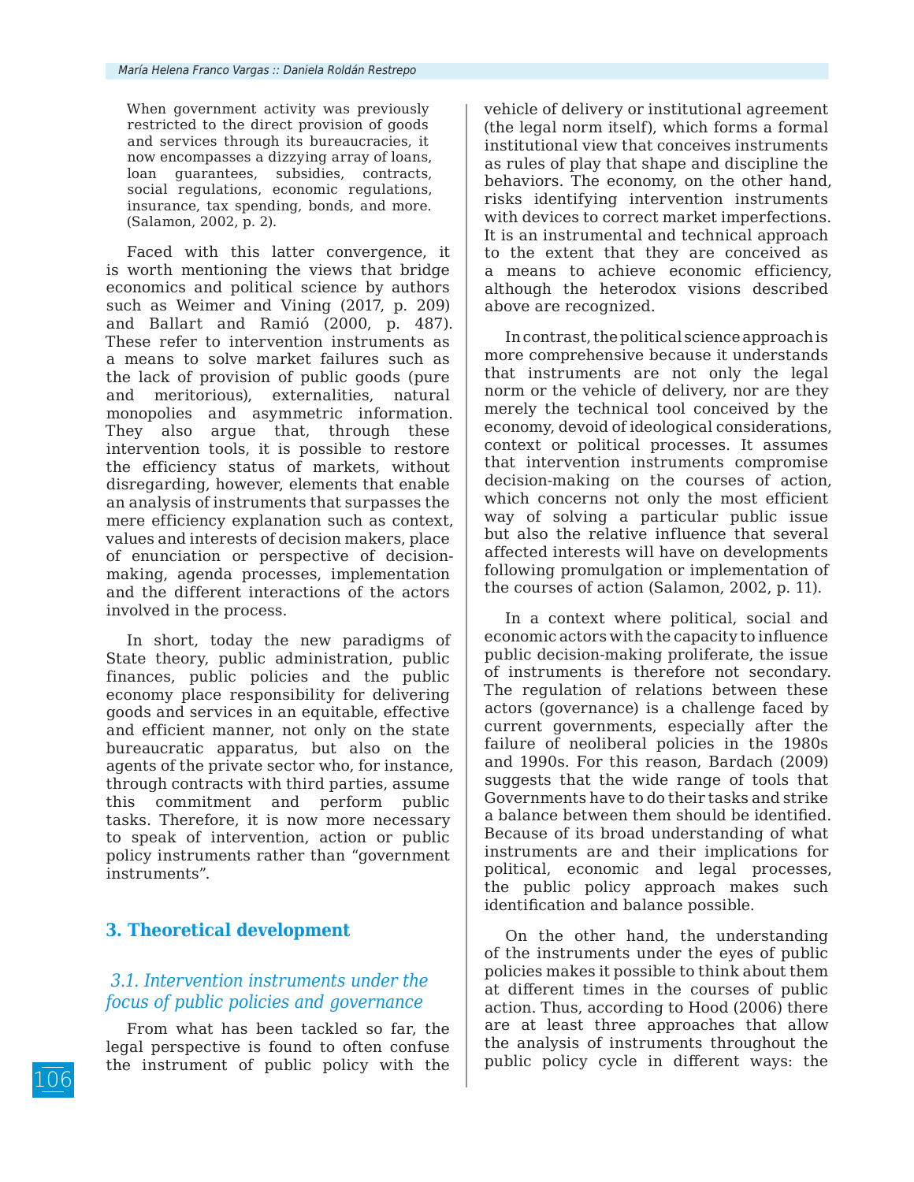> When government activity was previously restricted to the direct provision of goods and services through its bureaucracies, it now encompasses a dizzying array of loans, loan guarantees, subsidies, contracts, social regulations, economic regulations, insurance, tax spending, bonds, and more. (Salamon, 2002, p. 2).

Faced with this latter convergence, it is worth mentioning the views that bridge economics and political science by authors such as Weimer and Vining (2017, p. 209) and Ballart and Ramió (2000, p. 487). These refer to intervention instruments as a means to solve market failures such as the lack of provision of public goods (pure and meritorious), externalities, natural monopolies and asymmetric information. They also argue that, through these intervention tools, it is possible to restore the efficiency status of markets, without disregarding, however, elements that enable an analysis of instruments that surpasses the mere efficiency explanation such as context, values and interests of decision makers, place of enunciation or perspective of decision-making, agenda processes, implementation and the different interactions of the actors involved in the process.

In short, today the new paradigms of State theory, public administration, public finances, public policies and the public economy place responsibility for delivering goods and services in an equitable, effective and efficient manner, not only on the state bureaucratic apparatus, but also on the agents of the private sector who, for instance, through contracts with third parties, assume this commitment and perform public tasks. Therefore, it is now more necessary to speak of intervention, action or public policy instruments rather than "government instruments".

## 3. Theoretical development

### *3.1. Intervention instruments under the focus of public policies and governance*

From what has been tackled so far, the legal perspective is found to often confuse the instrument of public policy with the vehicle of delivery or institutional agreement (the legal norm itself), which forms a formal institutional view that conceives instruments as rules of play that shape and discipline the behaviors. The economy, on the other hand, risks identifying intervention instruments with devices to correct market imperfections. It is an instrumental and technical approach to the extent that they are conceived as a means to achieve economic efficiency, although the heterodox visions described above are recognized.

In contrast, the political science approach is more comprehensive because it understands that instruments are not only the legal norm or the vehicle of delivery, nor are they merely the technical tool conceived by the economy, devoid of ideological considerations, context or political processes. It assumes that intervention instruments compromise decision-making on the courses of action, which concerns not only the most efficient way of solving a particular public issue but also the relative influence that several affected interests will have on developments following promulgation or implementation of the courses of action (Salamon, 2002, p. 11).

In a context where political, social and economic actors with the capacity to influence public decision-making proliferate, the issue of instruments is therefore not secondary. The regulation of relations between these actors (governance) is a challenge faced by current governments, especially after the failure of neoliberal policies in the 1980s and 1990s. For this reason, Bardach (2009) suggests that the wide range of tools that Governments have to do their tasks and strike a balance between them should be identified. Because of its broad understanding of what instruments are and their implications for political, economic and legal processes, the public policy approach makes such identification and balance possible.

On the other hand, the understanding of the instruments under the eyes of public policies makes it possible to think about them at different times in the courses of public action. Thus, according to Hood (2006) there are at least three approaches that allow the analysis of instruments throughout the public policy cycle in different ways: the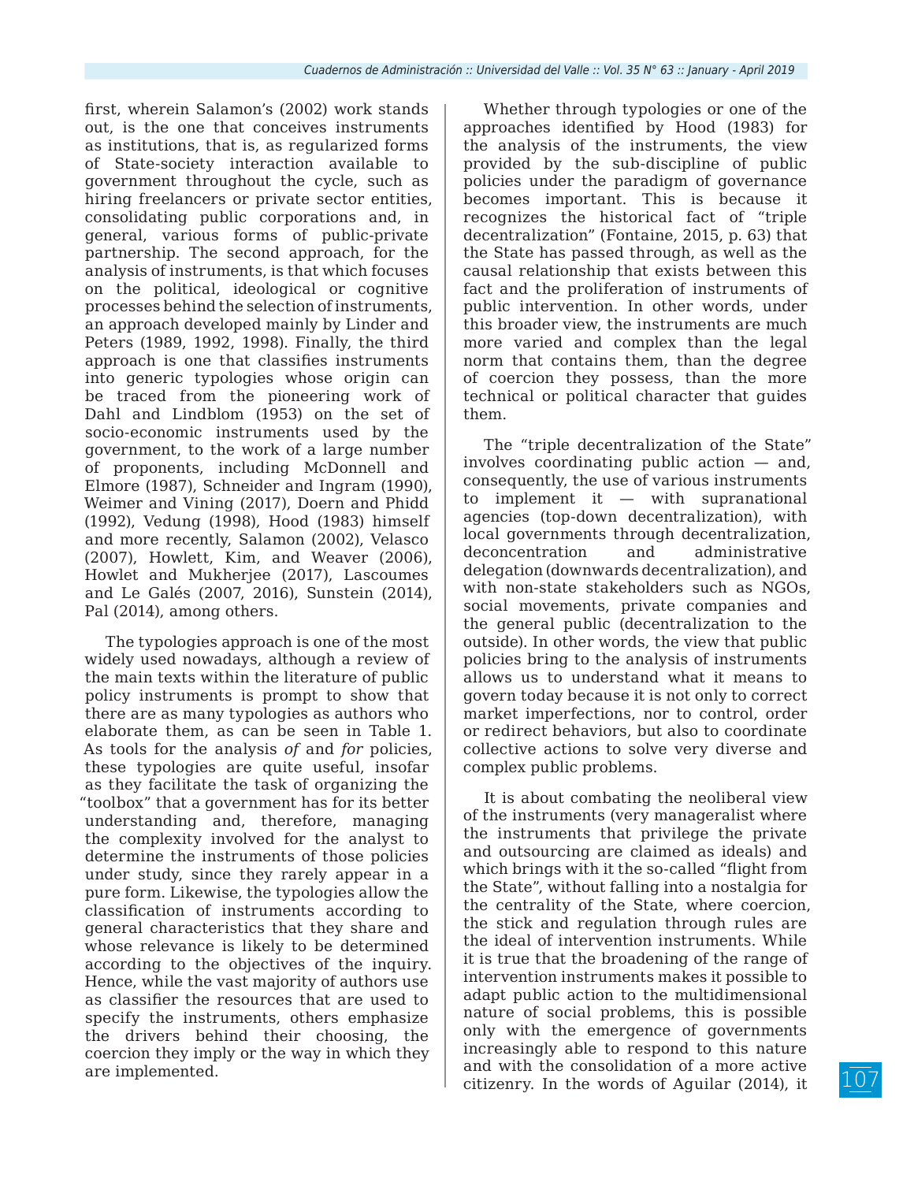first, wherein Salamon's (2002) work stands out, is the one that conceives instruments as institutions, that is, as regularized forms of State-society interaction available to government throughout the cycle, such as hiring freelancers or private sector entities, consolidating public corporations and, in general, various forms of public-private partnership. The second approach, for the analysis of instruments, is that which focuses on the political, ideological or cognitive processes behind the selection of instruments, an approach developed mainly by Linder and Peters (1989, 1992, 1998). Finally, the third approach is one that classifies instruments into generic typologies whose origin can be traced from the pioneering work of Dahl and Lindblom (1953) on the set of socio-economic instruments used by the government, to the work of a large number of proponents, including McDonnell and Elmore (1987), Schneider and Ingram (1990), Weimer and Vining (2017), Doern and Phidd (1992), Vedung (1998), Hood (1983) himself and more recently, Salamon (2002), Velasco (2007), Howlett, Kim, and Weaver (2006), Howlet and Mukherjee (2017), Lascoumes and Le Galés (2007, 2016), Sunstein (2014), Pal (2014), among others.

The typologies approach is one of the most widely used nowadays, although a review of the main texts within the literature of public policy instruments is prompt to show that there are as many typologies as authors who elaborate them, as can be seen in Table 1. As tools for the analysis *of* and *for* policies, these typologies are quite useful, insofar as they facilitate the task of organizing the "toolbox" that a government has for its better understanding and, therefore, managing the complexity involved for the analyst to determine the instruments of those policies under study, since they rarely appear in a pure form. Likewise, the typologies allow the classification of instruments according to general characteristics that they share and whose relevance is likely to be determined according to the objectives of the inquiry. Hence, while the vast majority of authors use as classifier the resources that are used to specify the instruments, others emphasize the drivers behind their choosing, the coercion they imply or the way in which they are implemented.

Whether through typologies or one of the approaches identified by Hood (1983) for the analysis of the instruments, the view provided by the sub-discipline of public policies under the paradigm of governance becomes important. This is because it recognizes the historical fact of "triple decentralization" (Fontaine, 2015, p. 63) that the State has passed through, as well as the causal relationship that exists between this fact and the proliferation of instruments of public intervention. In other words, under this broader view, the instruments are much more varied and complex than the legal norm that contains them, than the degree of coercion they possess, than the more technical or political character that guides them.

The "triple decentralization of the State" involves coordinating public action — and, consequently, the use of various instruments to implement it — with supranational agencies (top-down decentralization), with local governments through decentralization, deconcentration and administrative delegation (downwards decentralization), and with non-state stakeholders such as NGOs, social movements, private companies and the general public (decentralization to the outside). In other words, the view that public policies bring to the analysis of instruments allows us to understand what it means to govern today because it is not only to correct market imperfections, nor to control, order or redirect behaviors, but also to coordinate collective actions to solve very diverse and complex public problems.

It is about combating the neoliberal view of the instruments (very manageralist where the instruments that privilege the private and outsourcing are claimed as ideals) and which brings with it the so-called "flight from the State", without falling into a nostalgia for the centrality of the State, where coercion, the stick and regulation through rules are the ideal of intervention instruments. While it is true that the broadening of the range of intervention instruments makes it possible to adapt public action to the multidimensional nature of social problems, this is possible only with the emergence of governments increasingly able to respond to this nature and with the consolidation of a more active citizenry. In the words of Aguilar (2014), it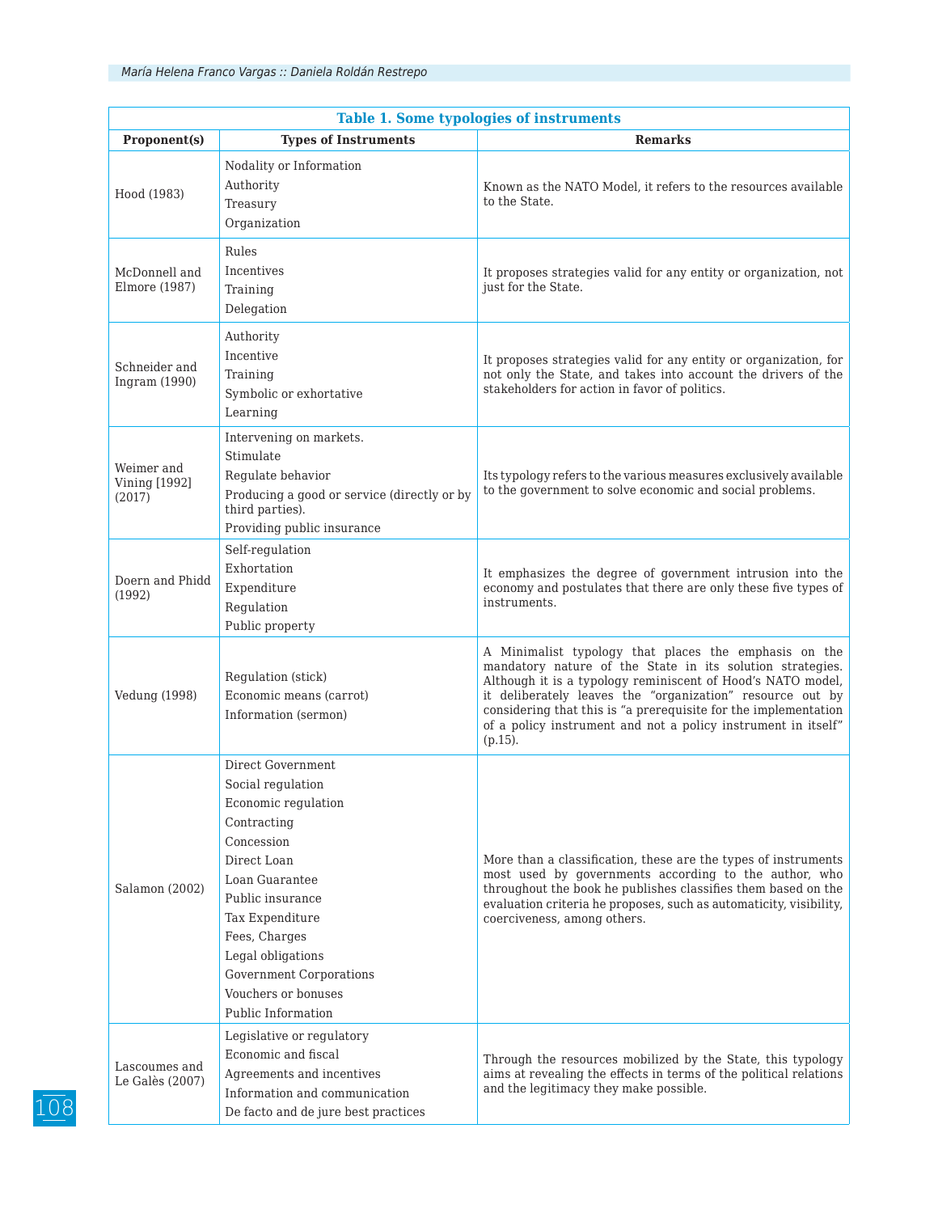**Table 1. Some typologies of instruments**

| Proponent(s) | Types of Instruments | Remarks |
|---|---|---|
| Hood (1983) | Nodality or Information<br>Authority<br>Treasury<br>Organization | Known as the NATO Model, it refers to the resources available to the State. |
| McDonnell and Elmore (1987) | Rules<br>Incentives<br>Training<br>Delegation | It proposes strategies valid for any entity or organization, not just for the State. |
| Schneider and Ingram (1990) | Authority<br>Incentive<br>Training<br>Symbolic or exhortative<br>Learning | It proposes strategies valid for any entity or organization, for not only the State, and takes into account the drivers of the stakeholders for action in favor of politics. |
| Weimer and Vining [1992] (2017) | Intervening on markets.<br>Stimulate<br>Regulate behavior<br>Producing a good or service (directly or by third parties).<br>Providing public insurance | Its typology refers to the various measures exclusively available to the government to solve economic and social problems. |
| Doern and Phidd (1992) | Self-regulation<br>Exhortation<br>Expenditure<br>Regulation<br>Public property | It emphasizes the degree of government intrusion into the economy and postulates that there are only these five types of instruments. |
| Vedung (1998) | Regulation (stick)<br>Economic means (carrot)<br>Information (sermon) | A Minimalist typology that places the emphasis on the mandatory nature of the State in its solution strategies. Although it is a typology reminiscent of Hood's NATO model, it deliberately leaves the "organization" resource out by considering that this is "a prerequisite for the implementation of a policy instrument and not a policy instrument in itself" (p.15). |
| Salamon (2002) | Direct Government<br>Social regulation<br>Economic regulation<br>Contracting<br>Concession<br>Direct Loan<br>Loan Guarantee<br>Public insurance<br>Tax Expenditure<br>Fees, Charges<br>Legal obligations<br>Government Corporations<br>Vouchers or bonuses<br>Public Information | More than a classification, these are the types of instruments most used by governments according to the author, who throughout the book he publishes classifies them based on the evaluation criteria he proposes, such as automaticity, visibility, coerciveness, among others. |
| Lascoumes and Le Galès (2007) | Legislative or regulatory<br>Economic and fiscal<br>Agreements and incentives<br>Information and communication<br>De facto and de jure best practices | Through the resources mobilized by the State, this typology aims at revealing the effects in terms of the political relations and the legitimacy they make possible. |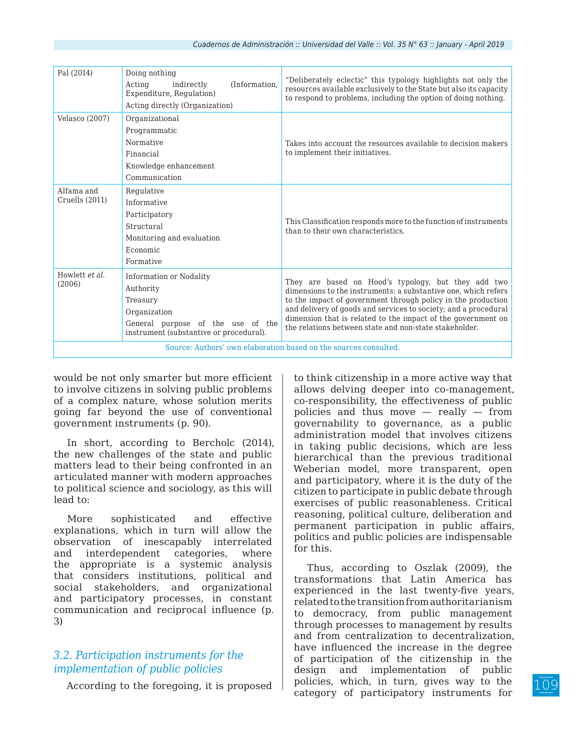| Pal (2014) | Doing nothing<br>Acting indirectly (Information, Expenditure, Regulation)<br>Acting directly (Organization) | "Deliberately eclectic" this typology highlights not only the resources available exclusively to the State but also its capacity to respond to problems, including the option of doing nothing. |
|---|---|---|
| Velasco (2007) | Organizational<br>Programmatic<br>Normative<br>Financial<br>Knowledge enhancement<br>Communication | Takes into account the resources available to decision makers to implement their initiatives. |
| Alfama and Cruells (2011) | Regulative<br>Informative<br>Participatory<br>Structural<br>Monitoring and evaluation<br>Economic<br>Formative | This Classification responds more to the function of instruments than to their own characteristics. |
| Howlett *et al.* (2006) | Information or Nodality<br>Authority<br>Treasury<br>Organization<br>General purpose of the use of the instrument (substantive or procedural). | They are based on Hood's typology, but they add two dimensions to the instruments: a substantive one, which refers to the impact of government through policy in the production and delivery of goods and services to society; and a procedural dimension that is related to the impact of the government on the relations between state and non-state stakeholder. |

Source: Authors' own elaboration based on the sources consulted.

would be not only smarter but more efficient to involve citizens in solving public problems of a complex nature, whose solution merits going far beyond the use of conventional government instruments (p. 90).

In short, according to Bercholc (2014), the new challenges of the state and public matters lead to their being confronted in an articulated manner with modern approaches to political science and sociology, as this will lead to:

More sophisticated and effective explanations, which in turn will allow the observation of inescapably interrelated and interdependent categories, where the appropriate is a systemic analysis that considers institutions, political and social stakeholders, and organizational and participatory processes, in constant communication and reciprocal influence (p. 3)

### *3.2. Participation instruments for the implementation of public policies*

According to the foregoing, it is proposed to think citizenship in a more active way that allows delving deeper into co-management, co-responsibility, the effectiveness of public policies and thus move — really — from governability to governance, as a public administration model that involves citizens in taking public decisions, which are less hierarchical than the previous traditional Weberian model, more transparent, open and participatory, where it is the duty of the citizen to participate in public debate through exercises of public reasonableness. Critical reasoning, political culture, deliberation and permanent participation in public affairs, politics and public policies are indispensable for this.

Thus, according to Oszlak (2009), the transformations that Latin America has experienced in the last twenty-five years, related to the transition from authoritarianism to democracy, from public management through processes to management by results and from centralization to decentralization, have influenced the increase in the degree of participation of the citizenship in the design and implementation of public policies, which, in turn, gives way to the category of participatory instruments for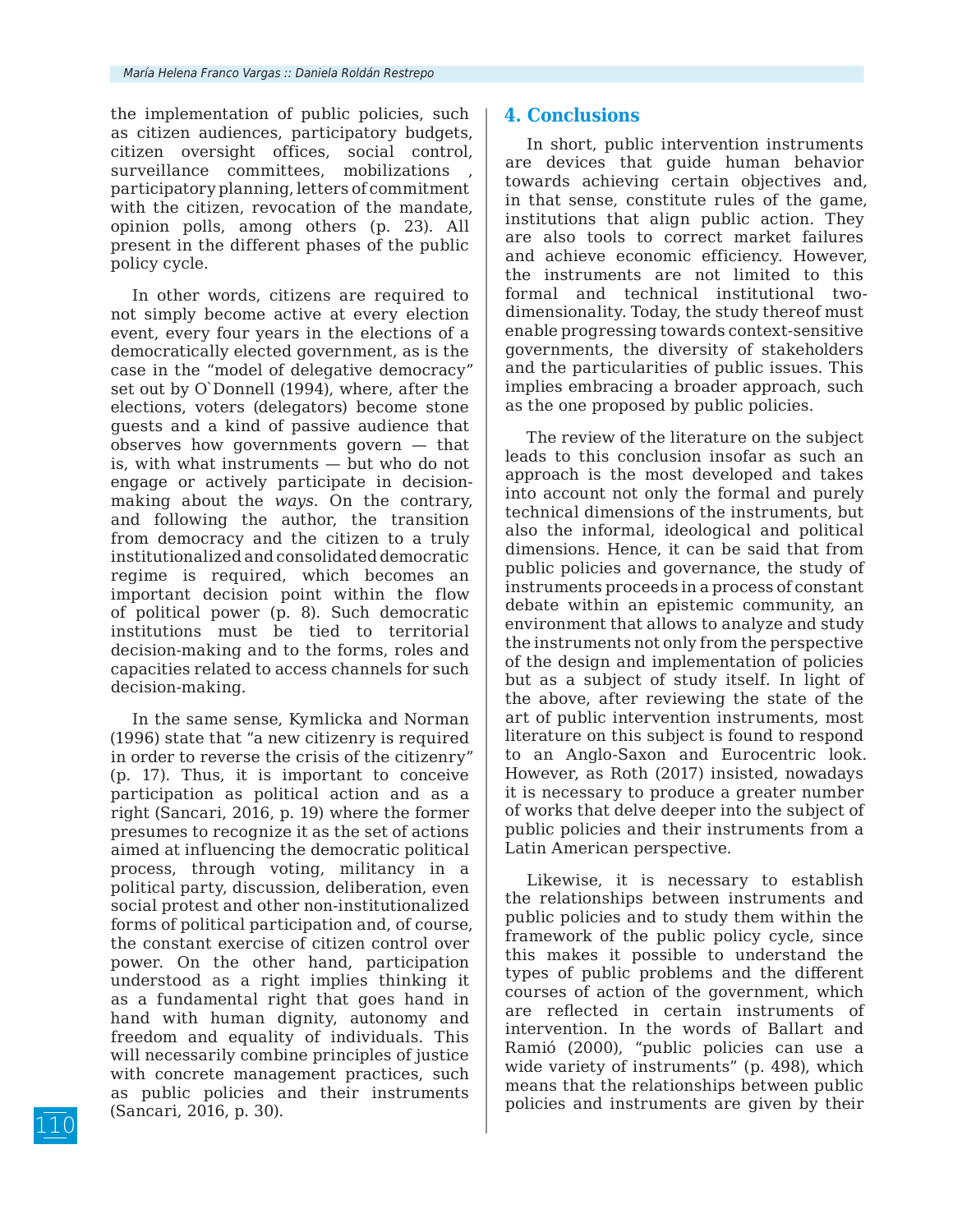the implementation of public policies, such as citizen audiences, participatory budgets, citizen oversight offices, social control, surveillance committees, mobilizations , participatory planning, letters of commitment with the citizen, revocation of the mandate, opinion polls, among others (p. 23). All present in the different phases of the public policy cycle.

In other words, citizens are required to not simply become active at every election event, every four years in the elections of a democratically elected government, as is the case in the "model of delegative democracy" set out by O`Donnell (1994), where, after the elections, voters (delegators) become stone guests and a kind of passive audience that observes how governments govern — that is, with what instruments — but who do not engage or actively participate in decision-making about the *ways*. On the contrary, and following the author, the transition from democracy and the citizen to a truly institutionalized and consolidated democratic regime is required, which becomes an important decision point within the flow of political power (p. 8). Such democratic institutions must be tied to territorial decision-making and to the forms, roles and capacities related to access channels for such decision-making.

In the same sense, Kymlicka and Norman (1996) state that "a new citizenry is required in order to reverse the crisis of the citizenry" (p. 17). Thus, it is important to conceive participation as political action and as a right (Sancari, 2016, p. 19) where the former presumes to recognize it as the set of actions aimed at influencing the democratic political process, through voting, militancy in a political party, discussion, deliberation, even social protest and other non-institutionalized forms of political participation and, of course, the constant exercise of citizen control over power. On the other hand, participation understood as a right implies thinking it as a fundamental right that goes hand in hand with human dignity, autonomy and freedom and equality of individuals. This will necessarily combine principles of justice with concrete management practices, such as public policies and their instruments (Sancari, 2016, p. 30).

## 4. Conclusions

In short, public intervention instruments are devices that guide human behavior towards achieving certain objectives and, in that sense, constitute rules of the game, institutions that align public action. They are also tools to correct market failures and achieve economic efficiency. However, the instruments are not limited to this formal and technical institutional two-dimensionality. Today, the study thereof must enable progressing towards context-sensitive governments, the diversity of stakeholders and the particularities of public issues. This implies embracing a broader approach, such as the one proposed by public policies.

The review of the literature on the subject leads to this conclusion insofar as such an approach is the most developed and takes into account not only the formal and purely technical dimensions of the instruments, but also the informal, ideological and political dimensions. Hence, it can be said that from public policies and governance, the study of instruments proceeds in a process of constant debate within an epistemic community, an environment that allows to analyze and study the instruments not only from the perspective of the design and implementation of policies but as a subject of study itself. In light of the above, after reviewing the state of the art of public intervention instruments, most literature on this subject is found to respond to an Anglo-Saxon and Eurocentric look. However, as Roth (2017) insisted, nowadays it is necessary to produce a greater number of works that delve deeper into the subject of public policies and their instruments from a Latin American perspective.

Likewise, it is necessary to establish the relationships between instruments and public policies and to study them within the framework of the public policy cycle, since this makes it possible to understand the types of public problems and the different courses of action of the government, which are reflected in certain instruments of intervention. In the words of Ballart and Ramió (2000), "public policies can use a wide variety of instruments" (p. 498), which means that the relationships between public policies and instruments are given by their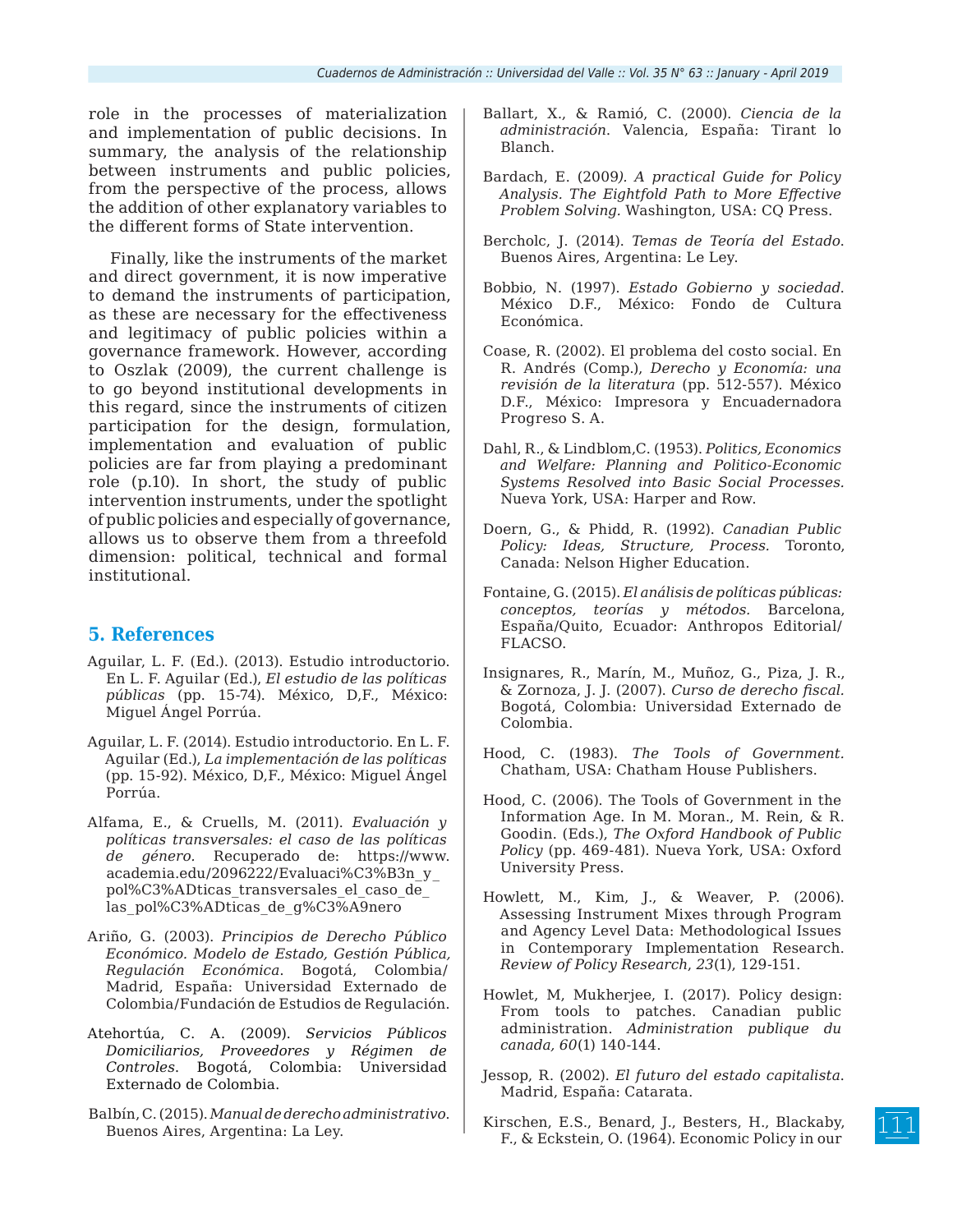role in the processes of materialization and implementation of public decisions. In summary, the analysis of the relationship between instruments and public policies, from the perspective of the process, allows the addition of other explanatory variables to the different forms of State intervention.

Finally, like the instruments of the market and direct government, it is now imperative to demand the instruments of participation, as these are necessary for the effectiveness and legitimacy of public policies within a governance framework. However, according to Oszlak (2009), the current challenge is to go beyond institutional developments in this regard, since the instruments of citizen participation for the design, formulation, implementation and evaluation of public policies are far from playing a predominant role (p.10). In short, the study of public intervention instruments, under the spotlight of public policies and especially of governance, allows us to observe them from a threefold dimension: political, technical and formal institutional.

## 5. References

Aguilar, L. F. (Ed.). (2013). Estudio introductorio. En L. F. Aguilar (Ed.), *El estudio de las políticas públicas* (pp. 15-74). México, D,F., México: Miguel Ángel Porrúa.

Aguilar, L. F. (2014). Estudio introductorio. En L. F. Aguilar (Ed.), *La implementación de las políticas* (pp. 15-92). México, D,F., México: Miguel Ángel Porrúa.

Alfama, E., & Cruells, M. (2011). *Evaluación y políticas transversales: el caso de las políticas de género*. Recuperado de: https://www.academia.edu/2096222/Evaluaci%C3%B3n_y_pol%C3%ADticas_transversales_el_caso_de_las_pol%C3%ADticas_de_g%C3%A9nero

Ariño, G. (2003). *Principios de Derecho Público Económico. Modelo de Estado, Gestión Pública, Regulación Económica.* Bogotá, Colombia/ Madrid, España: Universidad Externado de Colombia/Fundación de Estudios de Regulación.

Atehortúa, C. A. (2009). *Servicios Públicos Domiciliarios, Proveedores y Régimen de Controles*. Bogotá, Colombia: Universidad Externado de Colombia.

Balbín, C. (2015). *Manual de derecho administrativo*. Buenos Aires, Argentina: La Ley.

Ballart, X., & Ramió, C. (2000). *Ciencia de la administración*. Valencia, España: Tirant lo Blanch.

Bardach, E. (2009*). A practical Guide for Policy Analysis. The Eightfold Path to More Effective Problem Solving.* Washington, USA: CQ Press.

Bercholc, J. (2014). *Temas de Teoría del Estado*. Buenos Aires, Argentina: Le Ley.

Bobbio, N. (1997). *Estado Gobierno y sociedad*. México D.F., México: Fondo de Cultura Económica.

Coase, R. (2002). El problema del costo social. En R. Andrés (Comp.), *Derecho y Economía: una revisión de la literatura* (pp. 512-557). México D.F., México: Impresora y Encuadernadora Progreso S. A.

Dahl, R., & Lindblom,C. (1953). *Politics, Economics and Welfare: Planning and Politico-Economic Systems Resolved into Basic Social Processes.* Nueva York, USA: Harper and Row.

Doern, G., & Phidd, R. (1992). *Canadian Public Policy: Ideas, Structure, Process.* Toronto, Canada: Nelson Higher Education.

Fontaine, G. (2015). *El análisis de políticas públicas: conceptos, teorías y métodos.* Barcelona, España/Quito, Ecuador: Anthropos Editorial/ FLACSO.

Insignares, R., Marín, M., Muñoz, G., Piza, J. R., & Zornoza, J. J. (2007). *Curso de derecho fiscal.* Bogotá, Colombia: Universidad Externado de Colombia.

Hood, C. (1983). *The Tools of Government.* Chatham, USA: Chatham House Publishers.

Hood, C. (2006). The Tools of Government in the Information Age. In M. Moran., M. Rein, & R. Goodin. (Eds.), *The Oxford Handbook of Public Policy* (pp. 469-481). Nueva York, USA: Oxford University Press.

Howlett, M., Kim, J., & Weaver, P. (2006). Assessing Instrument Mixes through Program and Agency Level Data: Methodological Issues in Contemporary Implementation Research. *Review of Policy Research*, *23*(1), 129-151.

Howlet, M, Mukherjee, I. (2017). Policy design: From tools to patches. Canadian public administration. *Administration publique du canada, 60*(1) 140-144.

Jessop, R. (2002). *El futuro del estado capitalista*. Madrid, España: Catarata.

Kirschen, E.S., Benard, J., Besters, H., Blackaby, F., & Eckstein, O. (1964). Economic Policy in our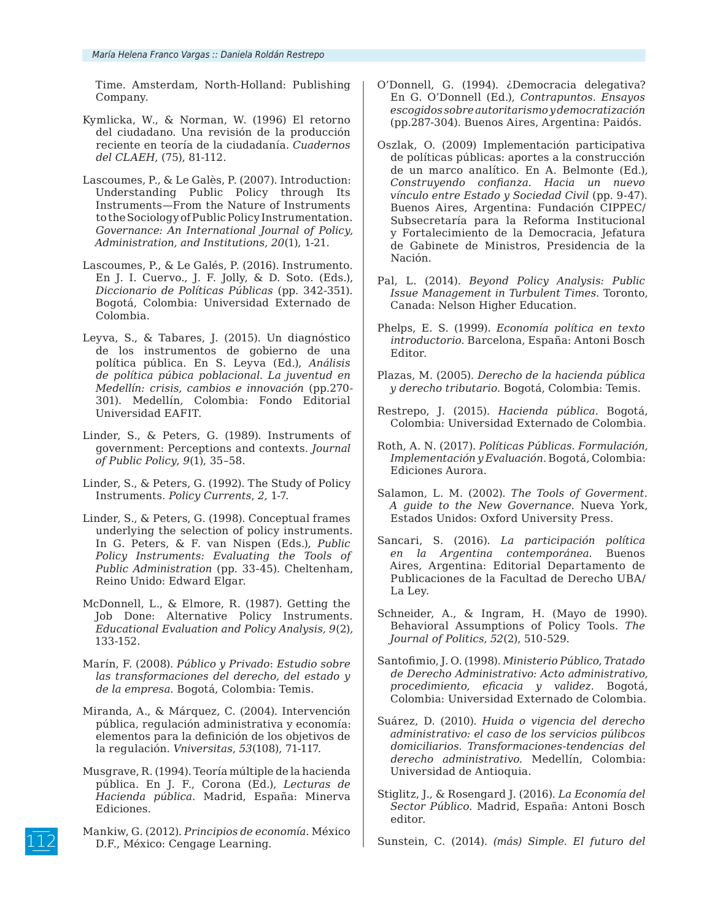Time. Amsterdam, North-Holland: Publishing Company.

Kymlicka, W., & Norman, W. (1996) El retorno del ciudadano. Una revisión de la producción reciente en teoría de la ciudadanía. *Cuadernos del CLAEH*, (75), 81-112.

Lascoumes, P., & Le Galès, P. (2007). Introduction: Understanding Public Policy through Its Instruments—From the Nature of Instruments to the Sociology of Public Policy Instrumentation. *Governance: An International Journal of Policy, Administration, and Institutions*, *20*(1), 1-21.

Lascoumes, P., & Le Galés, P. (2016). Instrumento. En J. I. Cuervo., J. F. Jolly, & D. Soto. (Eds.), *Diccionario de Políticas Públicas* (pp. 342-351). Bogotá, Colombia: Universidad Externado de Colombia.

Leyva, S., & Tabares, J. (2015). Un diagnóstico de los instrumentos de gobierno de una política pública. En S. Leyva (Ed.), *Análisis de política púbica poblacional. La juventud en Medellín: crisis, cambios e innovación* (pp.270-301). Medellín, Colombia: Fondo Editorial Universidad EAFIT.

Linder, S., & Peters, G. (1989). Instruments of government: Perceptions and contexts. *Journal of Public Policy*, *9*(1), 35–58.

Linder, S., & Peters, G. (1992). The Study of Policy Instruments. *Policy Currents*, *2,* 1-7.

Linder, S., & Peters, G. (1998). Conceptual frames underlying the selection of policy instruments. In G. Peters, & F. van Nispen (Eds.), *Public Policy Instruments: Evaluating the Tools of Public Administration* (pp. 33-45). Cheltenham, Reino Unido: Edward Elgar.

McDonnell, L., & Elmore, R. (1987). Getting the Job Done: Alternative Policy Instruments. *Educational Evaluation and Policy Analysis, 9*(2), 133-152.

Marín, F. (2008). *Público y Privado*: *Estudio sobre las transformaciones del derecho, del estado y de la empresa*. Bogotá, Colombia: Temis.

Miranda, A., & Márquez, C. (2004). Intervención pública, regulación administrativa y economía: elementos para la definición de los objetivos de la regulación. *Vniversitas*, *53*(108), 71-117.

Musgrave, R. (1994). Teoría múltiple de la hacienda pública. En J. F., Corona (Ed.), *Lecturas de Hacienda pública*. Madrid, España: Minerva Ediciones.

Mankiw, G. (2012). *Principios de economía*. México D.F., México: Cengage Learning.

O'Donnell, G. (1994). ¿Democracia delegativa? En G. O'Donnell (Ed.), *Contrapuntos. Ensayos escogidos sobre autoritarismo y democratización* (pp.287-304). Buenos Aires, Argentina: Paidós.

Oszlak, O. (2009) Implementación participativa de políticas públicas: aportes a la construcción de un marco analítico. En A. Belmonte (Ed.), *Construyendo confianza. Hacia un nuevo vínculo entre Estado y Sociedad Civil* (pp. 9-47). Buenos Aires, Argentina: Fundación CIPPEC/ Subsecretaría para la Reforma Institucional y Fortalecimiento de la Democracia, Jefatura de Gabinete de Ministros, Presidencia de la Nación.

Pal, L. (2014). *Beyond Policy Analysis: Public Issue Management in Turbulent Times*. Toronto, Canada: Nelson Higher Education.

Phelps, E. S. (1999). *Economía política en texto introductorio*. Barcelona, España: Antoni Bosch Editor.

Plazas, M. (2005). *Derecho de la hacienda pública y derecho tributario*. Bogotá, Colombia: Temis.

Restrepo, J. (2015). *Hacienda pública*. Bogotá, Colombia: Universidad Externado de Colombia.

Roth, A. N. (2017). *Políticas Públicas. Formulación, Implementación y Evaluación*. Bogotá, Colombia: Ediciones Aurora.

Salamon, L. M. (2002). *The Tools of Goverment. A guide to the New Governance*. Nueva York, Estados Unidos: Oxford University Press.

Sancari, S. (2016). *La participación política en la Argentina contemporánea*. Buenos Aires, Argentina: Editorial Departamento de Publicaciones de la Facultad de Derecho UBA/ La Ley.

Schneider, A., & Ingram, H. (Mayo de 1990). Behavioral Assumptions of Policy Tools. *The Journal of Politics, 52*(2), 510-529.

Santofimio, J. O. (1998). *Ministerio Público, Tratado de Derecho Administrativo: Acto administrativo, procedimiento, eficacia y validez*. Bogotá, Colombia: Universidad Externado de Colombia.

Suárez, D. (2010). *Huida o vigencia del derecho administrativo: el caso de los servicios pülibcos domiciliarios. Transformaciones-tendencias del derecho administrativo.* Medellín, Colombia: Universidad de Antioquia.

Stiglitz, J., & Rosengard J. (2016). *La Economía del Sector Público*. Madrid, España: Antoni Bosch editor.

Sunstein, C. (2014). *(más) Simple. El futuro del*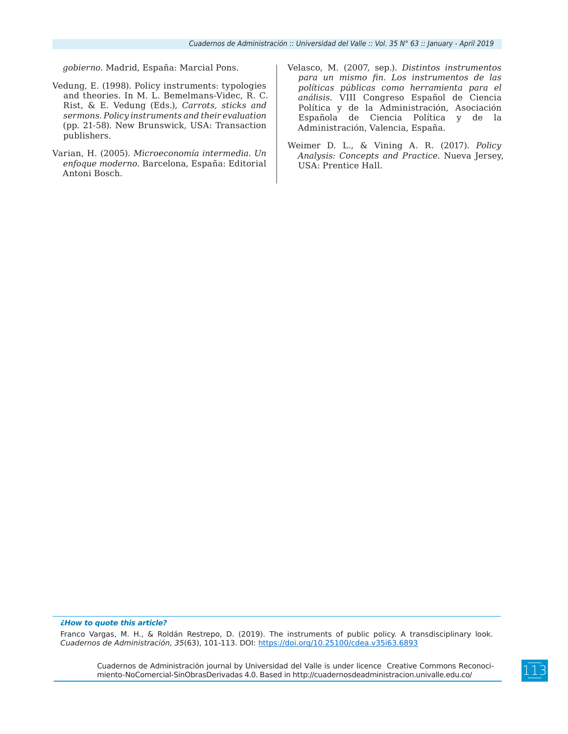*gobierno*. Madrid, España: Marcial Pons.

Vedung, E. (1998). Policy instruments: typologies and theories. In M. L. Bemelmans-Videc, R. C. Rist, & E. Vedung (Eds.), *Carrots, sticks and sermons. Policy instruments and their evaluation* (pp. 21-58). New Brunswick, USA: Transaction publishers.

Varian, H. (2005). *Microeconomía intermedia. Un enfoque moderno*. Barcelona, España: Editorial Antoni Bosch.

Velasco, M. (2007, sep.). *Distintos instrumentos para un mismo fin. Los instrumentos de las políticas públicas como herramienta para el análisis*. VIII Congreso Español de Ciencia Política y de la Administración, Asociación Española de Ciencia Política y de la Administración, Valencia, España.

Weimer D. L., & Vining A. R. (2017). *Policy Analysis: Concepts and Practice*. Nueva Jersey, USA: Prentice Hall.

***¿How to quote this article?***

Franco Vargas, M. H., & Roldán Restrepo, D. (2019). The instruments of public policy. A transdisciplinary look. *Cuadernos de Administración*, *35*(63), 101-113. DOI: https://doi.org/10.25100/cdea.v35i63.6893

Cuadernos de Administración journal by Universidad del Valle is under licence Creative Commons Reconocimiento-NoComercial-SinObrasDerivadas 4.0. Based in http://cuadernosdeadministracion.univalle.edu.co/